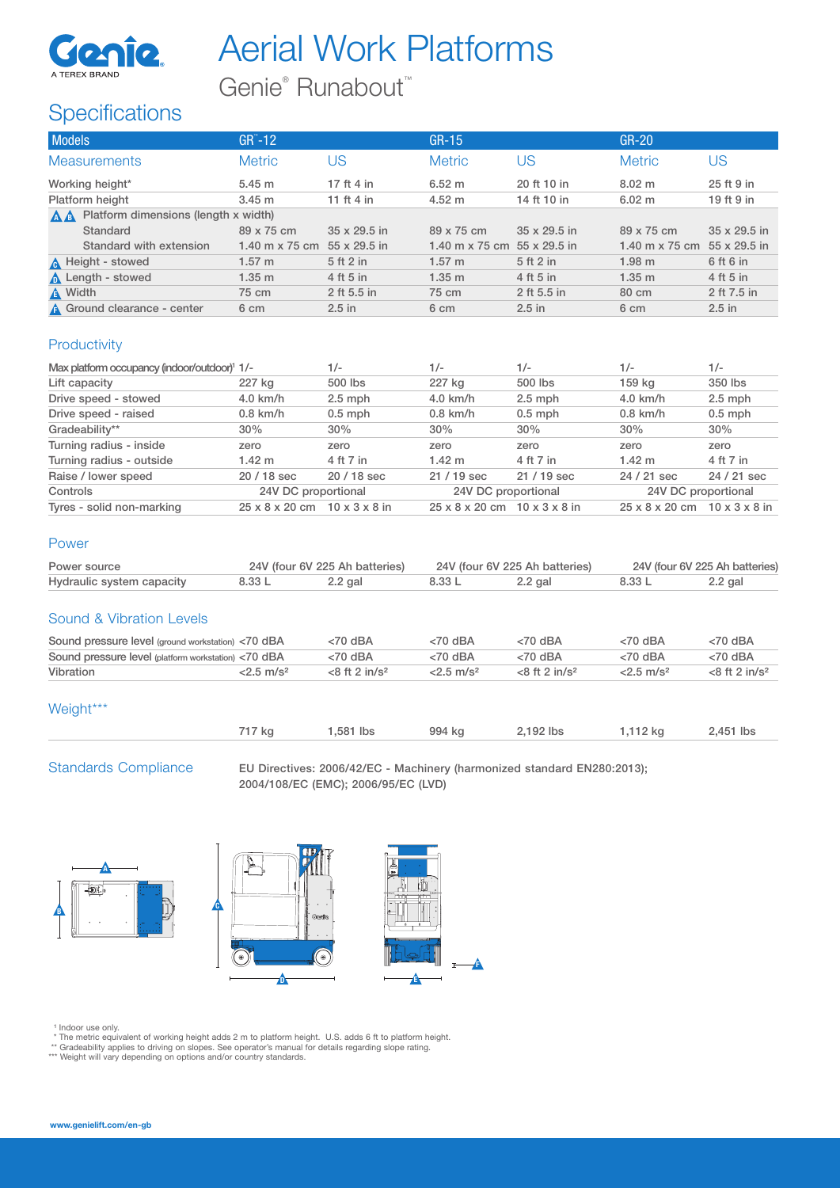# Aerial Work Platforms

## Genie® Runabout™

## Specifications

| Models | GR™-12 | | GR-15 | | GR-20 | |
|---|---|---|---|---|---|---|
| **Measurements** | **Metric** | **US** | **Metric** | **US** | **Metric** | **US** |
| Working height* | 5.45 m | 17 ft 4 in | 6.52 m | 20 ft 10 in | 8.02 m | 25 ft 9 in |
| Platform height | 3.45 m | 11 ft 4 in | 4.52 m | 14 ft 10 in | 6.02 m | 19 ft 9 in |
| A B Platform dimensions (length x width) | | | | | | |
| Standard | 89 x 75 cm | 35 x 29.5 in | 89 x 75 cm | 35 x 29.5 in | 89 x 75 cm | 35 x 29.5 in |
| Standard with extension | 1.40 m x 75 cm | 55 x 29.5 in | 1.40 m x 75 cm | 55 x 29.5 in | 1.40 m x 75 cm | 55 x 29.5 in |
| C Height - stowed | 1.57 m | 5 ft 2 in | 1.57 m | 5 ft 2 in | 1.98 m | 6 ft 6 in |
| D Length - stowed | 1.35 m | 4 ft 5 in | 1.35 m | 4 ft 5 in | 1.35 m | 4 ft 5 in |
| E Width | 75 cm | 2 ft 5.5 in | 75 cm | 2 ft 5.5 in | 80 cm | 2 ft 7.5 in |
| F Ground clearance - center | 6 cm | 2.5 in | 6 cm | 2.5 in | 6 cm | 2.5 in |

### Productivity

| | | | | | | |
|---|---|---|---|---|---|---|
| Max platform occupancy (indoor/outdoor)[1] | 1/- | 1/- | 1/- | 1/- | 1/- | 1/- |
| Lift capacity | 227 kg | 500 lbs | 227 kg | 500 lbs | 159 kg | 350 lbs |
| Drive speed - stowed | 4.0 km/h | 2.5 mph | 4.0 km/h | 2.5 mph | 4.0 km/h | 2.5 mph |
| Drive speed - raised | 0.8 km/h | 0.5 mph | 0.8 km/h | 0.5 mph | 0.8 km/h | 0.5 mph |
| Gradeability** | 30% | 30% | 30% | 30% | 30% | 30% |
| Turning radius - inside | zero | zero | zero | zero | zero | zero |
| Turning radius - outside | 1.42 m | 4 ft 7 in | 1.42 m | 4 ft 7 in | 1.42 m | 4 ft 7 in |
| Raise / lower speed | 20 / 18 sec | 20 / 18 sec | 21 / 19 sec | 21 / 19 sec | 24 / 21 sec | 24 / 21 sec |
| Controls | 24V DC proportional | | 24V DC proportional | | 24V DC proportional | |
| Tyres - solid non-marking | 25 x 8 x 20 cm | 10 x 3 x 8 in | 25 x 8 x 20 cm | 10 x 3 x 8 in | 25 x 8 x 20 cm | 10 x 3 x 8 in |

### Power

| | | | | | | |
|---|---|---|---|---|---|---|
| Power source | 24V (four 6V 225 Ah batteries) | | 24V (four 6V 225 Ah batteries) | | 24V (four 6V 225 Ah batteries) | |
| Hydraulic system capacity | 8.33 L | 2.2 gal | 8.33 L | 2.2 gal | 8.33 L | 2.2 gal |

### Sound & Vibration Levels

| | | | | | | |
|---|---|---|---|---|---|---|
| Sound pressure level (ground workstation) | <70 dBA | <70 dBA | <70 dBA | <70 dBA | <70 dBA | <70 dBA |
| Sound pressure level (platform workstation) | <70 dBA | <70 dBA | <70 dBA | <70 dBA | <70 dBA | <70 dBA |
| Vibration | <2.5 m/s² | <8 ft 2 in/s² | <2.5 m/s² | <8 ft 2 in/s² | <2.5 m/s² | <8 ft 2 in/s² |

### Weight***

| | | | | | | |
|---|---|---|---|---|---|---|
| | 717 kg | 1,581 lbs | 994 kg | 2,192 lbs | 1,112 kg | 2,451 lbs |

### Standards Compliance

EU Directives: 2006/42/EC - Machinery (harmonized standard EN280:2013); 2004/108/EC (EMC); 2006/95/EC (LVD)

[1] Indoor use only.
\* The metric equivalent of working height adds 2 m to platform height. U.S. adds 6 ft to platform height.
\*\* Gradeability applies to driving on slopes. See operator's manual for details regarding slope rating.
\*\*\* Weight will vary depending on options and/or country standards.

www.genielift.com/en-gb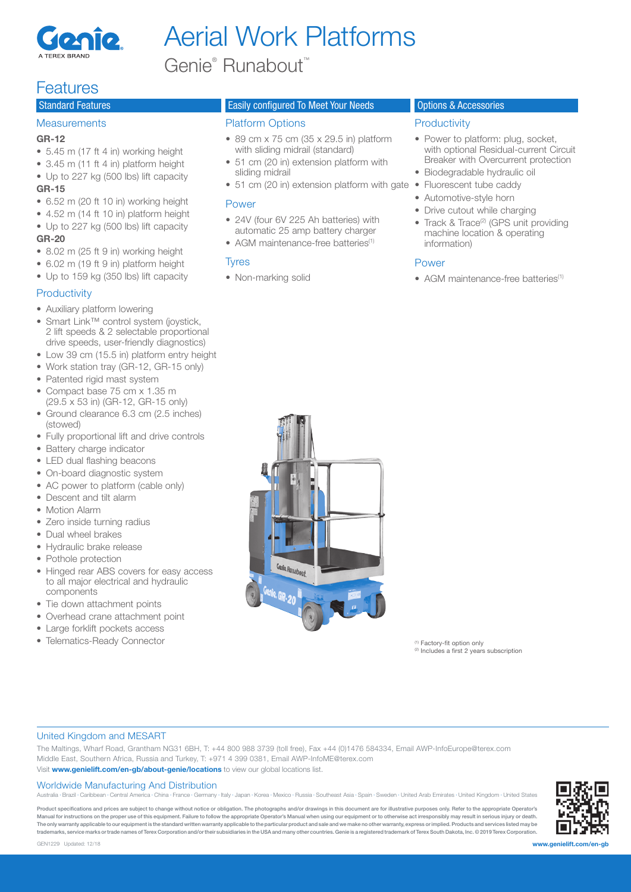# Aerial Work Platforms

## Genie® Runabout™

# Features

## Standard Features

### Measurements

**GR-12**

- 5.45 m (17 ft 4 in) working height
- 3.45 m (11 ft 4 in) platform height
- Up to 227 kg (500 lbs) lift capacity

**GR-15**

- 6.52 m (20 ft 10 in) working height
- 4.52 m (14 ft 10 in) platform height
- Up to 227 kg (500 lbs) lift capacity

**GR-20**

- 8.02 m (25 ft 9 in) working height
- 6.02 m (19 ft 9 in) platform height
- Up to 159 kg (350 lbs) lift capacity

### Productivity

- Auxiliary platform lowering
- Smart Link™ control system (joystick, 2 lift speeds & 2 selectable proportional drive speeds, user-friendly diagnostics)
- Low 39 cm (15.5 in) platform entry height
- Work station tray (GR-12, GR-15 only)
- Patented rigid mast system
- Compact base 75 cm x 1.35 m (29.5 x 53 in) (GR-12, GR-15 only)
- Ground clearance 6.3 cm (2.5 inches) (stowed)
- Fully proportional lift and drive controls
- Battery charge indicator
- LED dual flashing beacons
- On-board diagnostic system
- AC power to platform (cable only)
- Descent and tilt alarm
- Motion Alarm
- Zero inside turning radius
- Dual wheel brakes
- Hydraulic brake release
- Pothole protection
- Hinged rear ABS covers for easy access to all major electrical and hydraulic components
- Tie down attachment points
- Overhead crane attachment point
- Large forklift pockets access
- Telematics-Ready Connector

## Easily configured To Meet Your Needs

### Platform Options

- 89 cm x 75 cm (35 x 29.5 in) platform with sliding midrail (standard)
- 51 cm (20 in) extension platform with sliding midrail
- 51 cm (20 in) extension platform with gate

### Power

- 24V (four 6V 225 Ah batteries) with automatic 25 amp battery charger
- AGM maintenance-free batteries[1]

### Tyres

- Non-marking solid

## Options & Accessories

### Productivity

- Power to platform: plug, socket, with optional Residual-current Circuit Breaker with Overcurrent protection
- Biodegradable hydraulic oil
- Fluorescent tube caddy
- Automotive-style horn
- Drive cutout while charging
- Track & Trace[2] (GPS unit providing machine location & operating information)

### Power

- AGM maintenance-free batteries[1]

[1] Factory-fit option only
[2] Includes a first 2 years subscription

### United Kingdom and MESART

The Maltings, Wharf Road, Grantham NG31 6BH, T: +44 800 988 3739 (toll free), Fax +44 (0)1476 584334, Email AWP-InfoEurope@terex.com
Middle East, Southern Africa, Russia and Turkey, T: +971 4 399 0381, Email AWP-InfoME@terex.com
Visit **www.genielift.com/en-gb/about-genie/locations** to view our global locations list.

### Worldwide Manufacturing And Distribution

Australia · Brazil · Caribbean · Central America · China · France · Germany · Italy · Japan · Korea · Mexico · Russia · Southeast Asia · Spain · Sweden · United Arab Emirates · United Kingdom · United States

Product specifications and prices are subject to change without notice or obligation. The photographs and/or drawings in this document are for illustrative purposes only. Refer to the appropriate Operator's Manual for instructions on the proper use of this equipment. Failure to follow the appropriate Operator's Manual when using our equipment or to otherwise act irresponsibly may result in serious injury or death. The only warranty applicable to our equipment is the standard written warranty applicable to the particular product and sale and we make no other warranty, express or implied. Products and services listed may be trademarks, service marks or trade names of Terex Corporation and/or their subsidiaries in the USA and many other countries. Genie is a registered trademark of Terex South Dakota, Inc. © 2019 Terex Corporation.

GEN1229 Updated: 12/18

**www.genielift.com/en-gb**